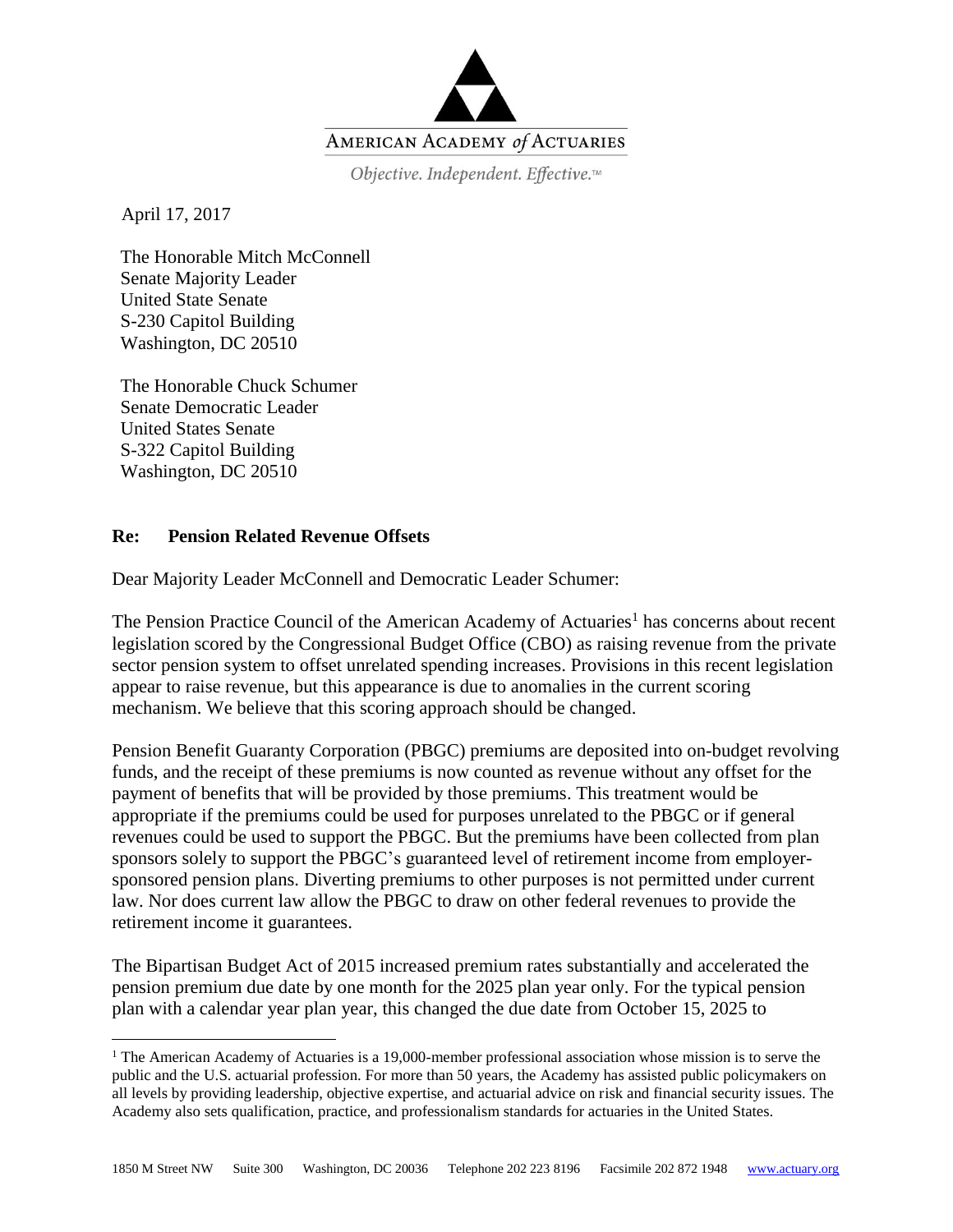AMERICAN ACADEMY *of* ACTUARIES

*Objective. Independent. Effective.*™

April 17, 2017

The Honorable Mitch McConnell
Senate Majority Leader
United State Senate
S-230 Capitol Building
Washington, DC 20510

The Honorable Chuck Schumer
Senate Democratic Leader
United States Senate
S-322 Capitol Building
Washington, DC 20510

**Re: Pension Related Revenue Offsets**

Dear Majority Leader McConnell and Democratic Leader Schumer:

The Pension Practice Council of the American Academy of Actuaries[1] has concerns about recent legislation scored by the Congressional Budget Office (CBO) as raising revenue from the private sector pension system to offset unrelated spending increases. Provisions in this recent legislation appear to raise revenue, but this appearance is due to anomalies in the current scoring mechanism. We believe that this scoring approach should be changed.

Pension Benefit Guaranty Corporation (PBGC) premiums are deposited into on-budget revolving funds, and the receipt of these premiums is now counted as revenue without any offset for the payment of benefits that will be provided by those premiums. This treatment would be appropriate if the premiums could be used for purposes unrelated to the PBGC or if general revenues could be used to support the PBGC. But the premiums have been collected from plan sponsors solely to support the PBGC's guaranteed level of retirement income from employer-sponsored pension plans. Diverting premiums to other purposes is not permitted under current law. Nor does current law allow the PBGC to draw on other federal revenues to provide the retirement income it guarantees.

The Bipartisan Budget Act of 2015 increased premium rates substantially and accelerated the pension premium due date by one month for the 2025 plan year only. For the typical pension plan with a calendar year plan year, this changed the due date from October 15, 2025 to

[1] The American Academy of Actuaries is a 19,000-member professional association whose mission is to serve the public and the U.S. actuarial profession. For more than 50 years, the Academy has assisted public policymakers on all levels by providing leadership, objective expertise, and actuarial advice on risk and financial security issues. The Academy also sets qualification, practice, and professionalism standards for actuaries in the United States.

1850 M Street NW Suite 300 Washington, DC 20036 Telephone 202 223 8196 Facsimile 202 872 1948 www.actuary.org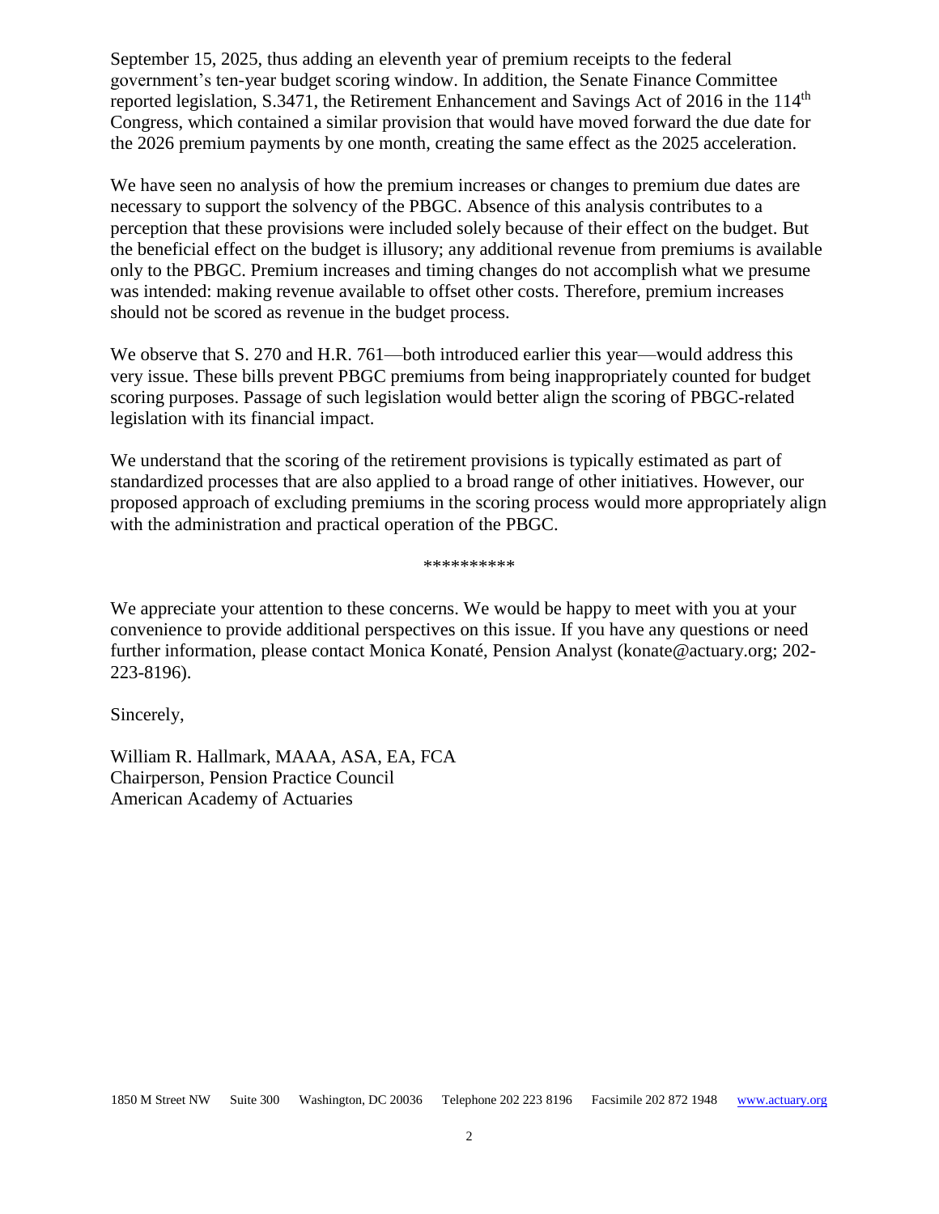September 15, 2025, thus adding an eleventh year of premium receipts to the federal government's ten-year budget scoring window. In addition, the Senate Finance Committee reported legislation, S.3471, the Retirement Enhancement and Savings Act of 2016 in the 114th Congress, which contained a similar provision that would have moved forward the due date for the 2026 premium payments by one month, creating the same effect as the 2025 acceleration.

We have seen no analysis of how the premium increases or changes to premium due dates are necessary to support the solvency of the PBGC. Absence of this analysis contributes to a perception that these provisions were included solely because of their effect on the budget. But the beneficial effect on the budget is illusory; any additional revenue from premiums is available only to the PBGC. Premium increases and timing changes do not accomplish what we presume was intended: making revenue available to offset other costs. Therefore, premium increases should not be scored as revenue in the budget process.

We observe that S. 270 and H.R. 761—both introduced earlier this year—would address this very issue. These bills prevent PBGC premiums from being inappropriately counted for budget scoring purposes. Passage of such legislation would better align the scoring of PBGC-related legislation with its financial impact.

We understand that the scoring of the retirement provisions is typically estimated as part of standardized processes that are also applied to a broad range of other initiatives. However, our proposed approach of excluding premiums in the scoring process would more appropriately align with the administration and practical operation of the PBGC.

**********

We appreciate your attention to these concerns. We would be happy to meet with you at your convenience to provide additional perspectives on this issue. If you have any questions or need further information, please contact Monica Konaté, Pension Analyst (konate@actuary.org; 202-223-8196).

Sincerely,

William R. Hallmark, MAAA, ASA, EA, FCA
Chairperson, Pension Practice Council
American Academy of Actuaries

1850 M Street NW Suite 300 Washington, DC 20036 Telephone 202 223 8196 Facsimile 202 872 1948 www.actuary.org